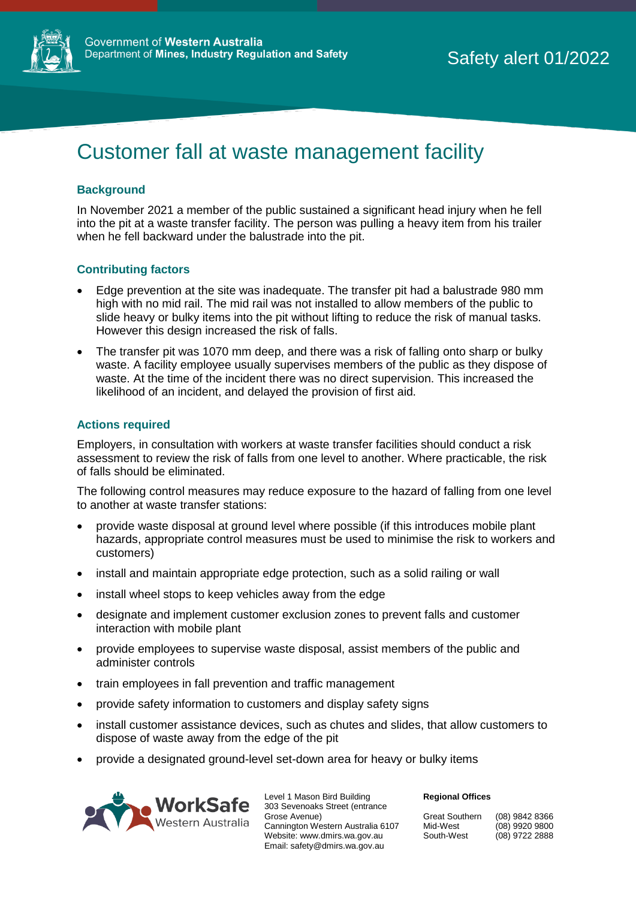Government of **Western Australia**
Department of **Mines, Industry Regulation and Safety**

Safety alert 01/2022

# Customer fall at waste management facility

## Background

In November 2021 a member of the public sustained a significant head injury when he fell into the pit at a waste transfer facility. The person was pulling a heavy item from his trailer when he fell backward under the balustrade into the pit.

## Contributing factors

- Edge prevention at the site was inadequate. The transfer pit had a balustrade 980 mm high with no mid rail. The mid rail was not installed to allow members of the public to slide heavy or bulky items into the pit without lifting to reduce the risk of manual tasks. However this design increased the risk of falls.
- The transfer pit was 1070 mm deep, and there was a risk of falling onto sharp or bulky waste. A facility employee usually supervises members of the public as they dispose of waste. At the time of the incident there was no direct supervision. This increased the likelihood of an incident, and delayed the provision of first aid.

## Actions required

Employers, in consultation with workers at waste transfer facilities should conduct a risk assessment to review the risk of falls from one level to another. Where practicable, the risk of falls should be eliminated.

The following control measures may reduce exposure to the hazard of falling from one level to another at waste transfer stations:

- provide waste disposal at ground level where possible (if this introduces mobile plant hazards, appropriate control measures must be used to minimise the risk to workers and customers)
- install and maintain appropriate edge protection, such as a solid railing or wall
- install wheel stops to keep vehicles away from the edge
- designate and implement customer exclusion zones to prevent falls and customer interaction with mobile plant
- provide employees to supervise waste disposal, assist members of the public and administer controls
- train employees in fall prevention and traffic management
- provide safety information to customers and display safety signs
- install customer assistance devices, such as chutes and slides, that allow customers to dispose of waste away from the edge of the pit
- provide a designated ground-level set-down area for heavy or bulky items

WorkSafe Western Australia

Level 1 Mason Bird Building
303 Sevenoaks Street (entrance Grose Avenue)
Cannington Western Australia 6107
Website: www.dmirs.wa.gov.au
Email: safety@dmirs.wa.gov.au

**Regional Offices**

| | |
|---|---|
| Great Southern | (08) 9842 8366 |
| Mid-West | (08) 9920 9800 |
| South-West | (08) 9722 2888 |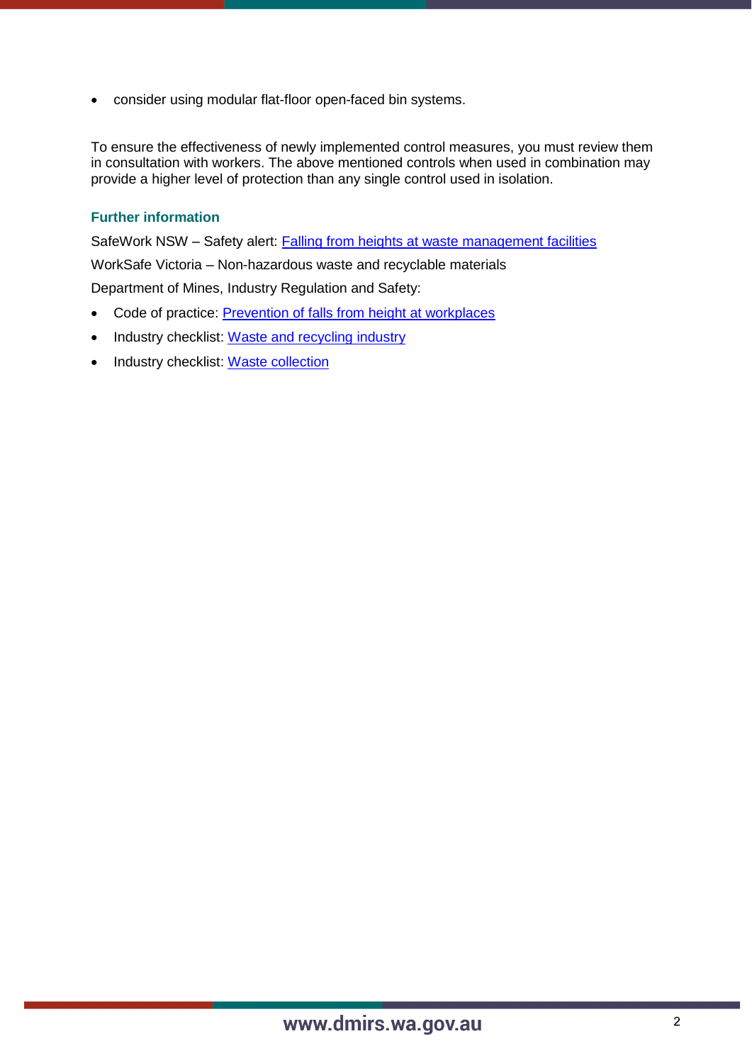- consider using modular flat-floor open-faced bin systems.

To ensure the effectiveness of newly implemented control measures, you must review them in consultation with workers. The above mentioned controls when used in combination may provide a higher level of protection than any single control used in isolation.

### Further information

SafeWork NSW – Safety alert: Falling from heights at waste management facilities

WorkSafe Victoria – Non-hazardous waste and recyclable materials

Department of Mines, Industry Regulation and Safety:

- Code of practice: Prevention of falls from height at workplaces
- Industry checklist: Waste and recycling industry
- Industry checklist: Waste collection